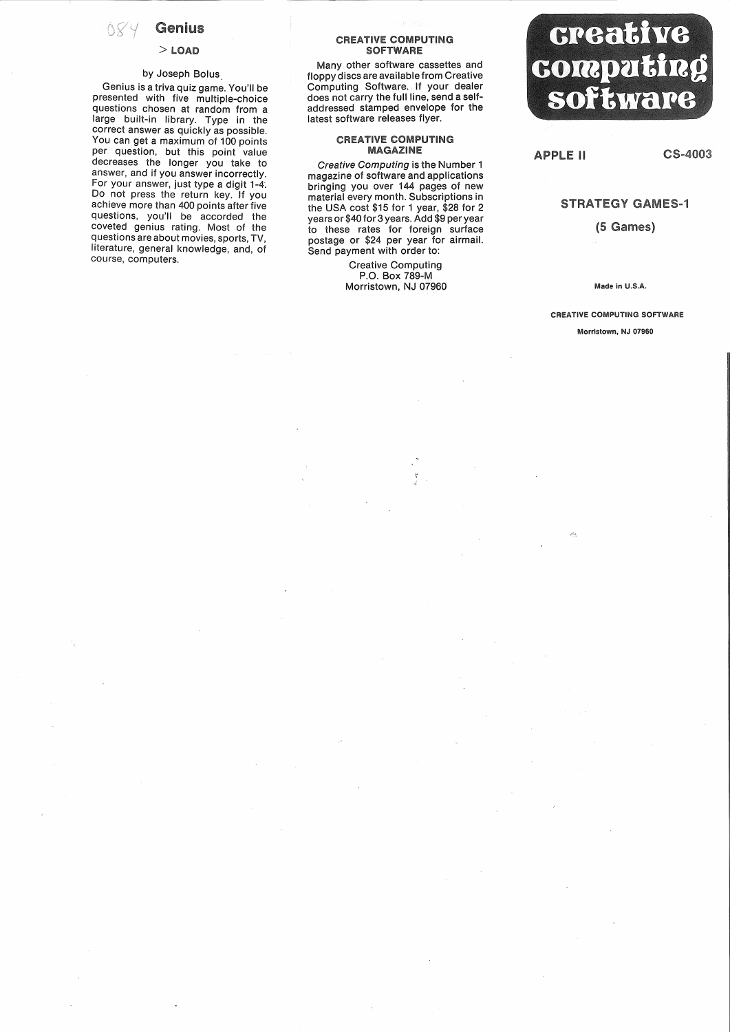084 **Genius**

> LOAD

by Joseph Bolus.

Genius is a triva quiz game. You'll be presented with five multiple-choice questions chosen at random from a large built-in library. Type in the correct answer as quickly as possible. You can get a maximum of 100 points per question, but this point value decreases the longer you take to answer, and if you answer incorrectly. For your answer, just type a digit 1-4. Do not press the return key. If you achieve more than 400 points after five questions, you'll be accorded the coveted genius rating. Most of the questions are about movies, sports, TV, literature, general knowledge, and, of course, computers.

## CREATIVE COMPUTING SOFTWARE

Many other software cassettes and floppy discs are available from Creative Computing Software. If your dealer does not carry the full line, send a self-addressed stamped envelope for the latest software releases flyer.

## CREATIVE COMPUTING MAGAZINE

*Creative Computing* is the Number 1 magazine of software and applications bringing you over 144 pages of new material every month. Subscriptions in the USA cost $15 for 1 year, $28 for 2 years or $40 for 3 years. Add $9 per year to these rates for foreign surface postage or $24 per year for airmail. Send payment with order to:

Creative Computing
P.O. Box 789-M
Morristown, NJ 07960

# creative computing software

**APPLE II** **CS-4003**

## STRATEGY GAMES-1

**(5 Games)**

Made in U.S.A.

CREATIVE COMPUTING SOFTWARE

Morristown, NJ 07960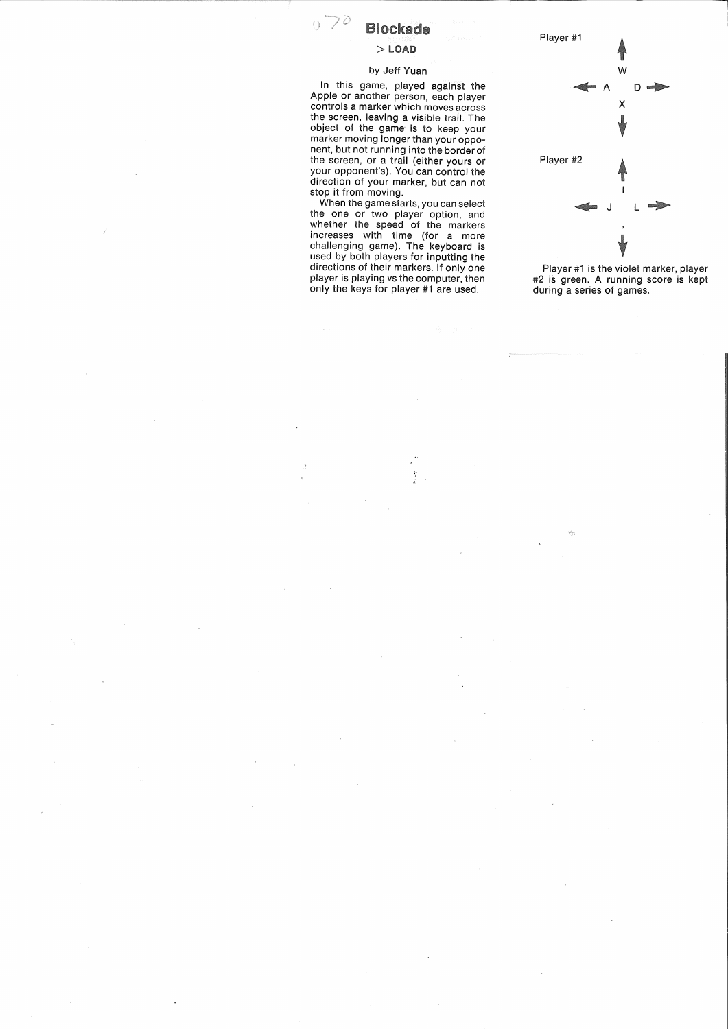# Blockade

**> LOAD**

by Jeff Yuan

In this game, played against the Apple or another person, each player controls a marker which moves across the screen, leaving a visible trail. The object of the game is to keep your marker moving longer than your opponent, but not running into the border of the screen, or a trail (either yours or your opponent's). You can control the direction of your marker, but can not stop it from moving.

When the game starts, you can select the one or two player option, and whether the speed of the markers increases with time (for a more challenging game). The keyboard is used by both players for inputting the directions of their markers. If only one player is playing vs the computer, then only the keys for player #1 are used.

Player #1

- ↑ W
- ← A
- D →
- X ↓

Player #2

- ↑ I
- ← J
- L →
- , ↓

Player #1 is the violet marker, player #2 is green. A running score is kept during a series of games.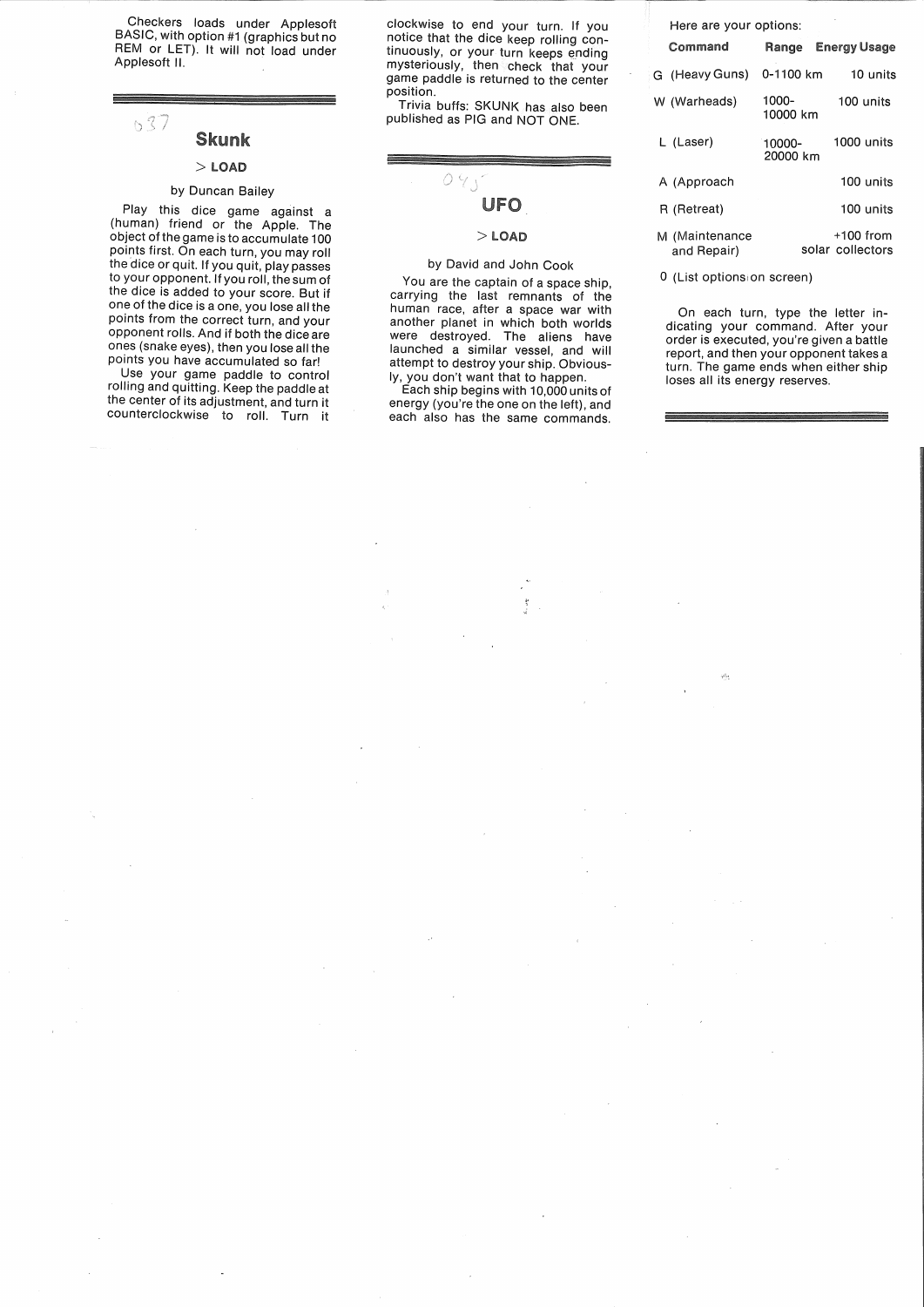Checkers loads under Applesoft BASIC, with option #1 (graphics but no REM or LET). It will not load under Applesoft II.

## Skunk

**> LOAD**

by Duncan Bailey

Play this dice game against a (human) friend or the Apple. The object of the game is to accumulate 100 points first. On each turn, you may roll the dice or quit. If you quit, play passes to your opponent. If you roll, the sum of the dice is added to your score. But if one of the dice is a one, you lose all the points from the correct turn, and your opponent rolls. And if both the dice are ones (snake eyes), then you lose all the points you have accumulated so far!

Use your game paddle to control rolling and quitting. Keep the paddle at the center of its adjustment, and turn it counterclockwise to roll. Turn it clockwise to end your turn. If you notice that the dice keep rolling continuously, or your turn keeps ending mysteriously, then check that your game paddle is returned to the center position.

Trivia buffs: SKUNK has also been published as PIG and NOT ONE.

## UFO

**> LOAD**

by David and John Cook

You are the captain of a space ship, carrying the last remnants of the human race, after a space war with another planet in which both worlds were destroyed. The aliens have launched a similar vessel, and will attempt to destroy your ship. Obviously, you don't want that to happen.

Each ship begins with 10,000 units of energy (you're the one on the left), and each also has the same commands. Here are your options:

| Command | Range | Energy Usage |
|---|---|---|
| G (Heavy Guns) | 0-1100 km | 10 units |
| W (Warheads) | 1000-10000 km | 100 units |
| L (Laser) | 10000-20000 km | 1000 units |
| A (Approach) | | 100 units |
| R (Retreat) | | 100 units |
| M (Maintenance and Repair) | | +100 from solar collectors |
| 0 (List options on screen) | | |

On each turn, type the letter indicating your command. After your order is executed, you're given a battle report, and then your opponent takes a turn. The game ends when either ship loses all its energy reserves.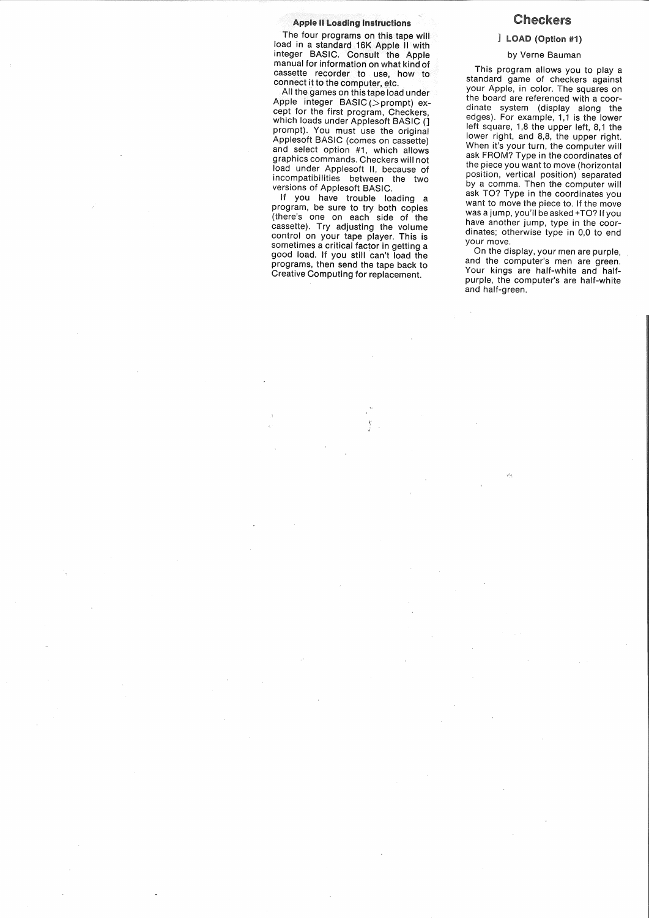### Apple II Loading Instructions

The four programs on this tape will load in a standard 16K Apple II with integer BASIC. Consult the Apple manual for information on what kind of cassette recorder to use, how to connect it to the computer, etc.

All the games on this tape load under Apple integer BASIC (>prompt) except for the first program, Checkers, which loads under Applesoft BASIC (] prompt). You must use the original Applesoft BASIC (comes on cassette) and select option #1, which allows graphics commands. Checkers will not load under Applesoft II, because of incompatibilities between the two versions of Applesoft BASIC.

If you have trouble loading a program, be sure to try both copies (there's one on each side of the cassette). Try adjusting the volume control on your tape player. This is sometimes a critical factor in getting a good load. If you still can't load the programs, then send the tape back to Creative Computing for replacement.

## Checkers

**] LOAD (Option #1)**

by Verne Bauman

This program allows you to play a standard game of checkers against your Apple, in color. The squares on the board are referenced with a coordinate system (display along the edges). For example, 1,1 is the lower left square, 1,8 the upper left, 8,1 the lower right, and 8,8, the upper right. When it's your turn, the computer will ask FROM? Type in the coordinates of the piece you want to move (horizontal position, vertical position) separated by a comma. Then the computer will ask TO? Type in the coordinates you want to move the piece to. If the move was a jump, you'll be asked +TO? If you have another jump, type in the coordinates; otherwise type in 0,0 to end your move.

On the display, your men are purple, and the computer's men are green. Your kings are half-white and half-purple, the computer's are half-white and half-green.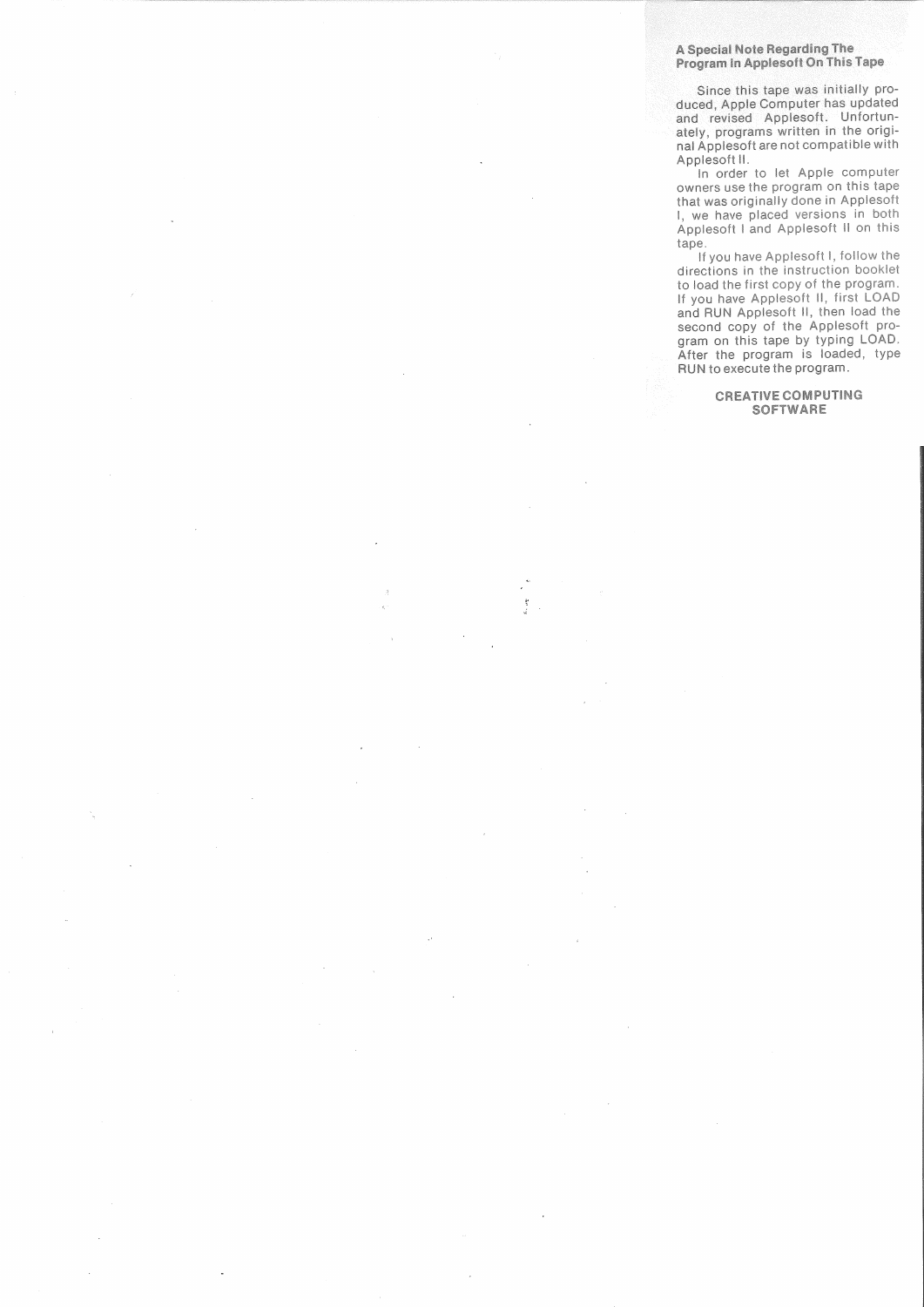## A Special Note Regarding The Program In Applesoft On This Tape

Since this tape was initially produced, Apple Computer has updated and revised Applesoft. Unfortunately, programs written in the original Applesoft are not compatible with Applesoft II.

In order to let Apple computer owners use the program on this tape that was originally done in Applesoft I, we have placed versions in both Applesoft I and Applesoft II on this tape.

If you have Applesoft I, follow the directions in the instruction booklet to load the first copy of the program. If you have Applesoft II, first LOAD and RUN Applesoft II, then load the second copy of the Applesoft program on this tape by typing LOAD. After the program is loaded, type RUN to execute the program.

**CREATIVE COMPUTING SOFTWARE**